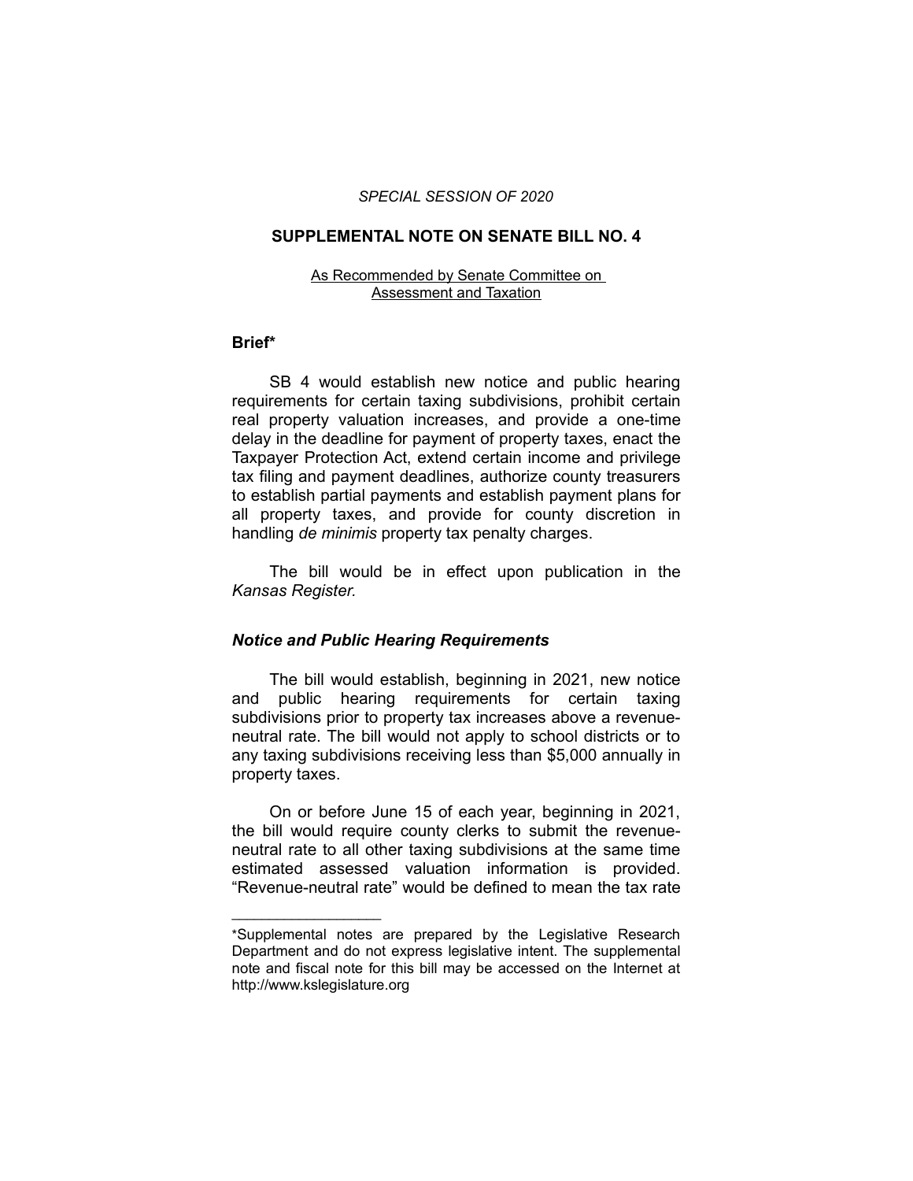*SPECIAL SESSION OF 2020*

# SUPPLEMENTAL NOTE ON SENATE BILL NO. 4

As Recommended by Senate Committee on Assessment and Taxation

## Brief*

SB 4 would establish new notice and public hearing requirements for certain taxing subdivisions, prohibit certain real property valuation increases, and provide a one-time delay in the deadline for payment of property taxes, enact the Taxpayer Protection Act, extend certain income and privilege tax filing and payment deadlines, authorize county treasurers to establish partial payments and establish payment plans for all property taxes, and provide for county discretion in handling *de minimis* property tax penalty charges.

The bill would be in effect upon publication in the *Kansas Register.*

### *Notice and Public Hearing Requirements*

The bill would establish, beginning in 2021, new notice and public hearing requirements for certain taxing subdivisions prior to property tax increases above a revenue-neutral rate. The bill would not apply to school districts or to any taxing subdivisions receiving less than $5,000 annually in property taxes.

On or before June 15 of each year, beginning in 2021, the bill would require county clerks to submit the revenue-neutral rate to all other taxing subdivisions at the same time estimated assessed valuation information is provided. "Revenue-neutral rate" would be defined to mean the tax rate

---

*Supplemental notes are prepared by the Legislative Research Department and do not express legislative intent. The supplemental note and fiscal note for this bill may be accessed on the Internet at http://www.kslegislature.org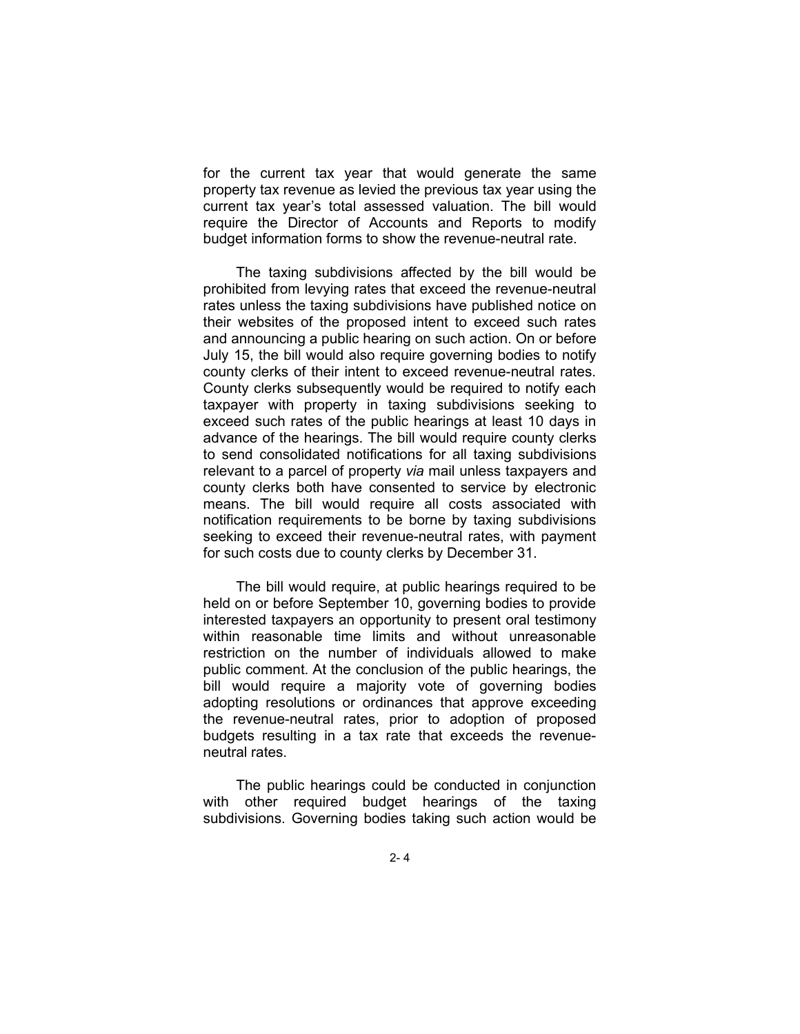for the current tax year that would generate the same property tax revenue as levied the previous tax year using the current tax year's total assessed valuation. The bill would require the Director of Accounts and Reports to modify budget information forms to show the revenue-neutral rate.

The taxing subdivisions affected by the bill would be prohibited from levying rates that exceed the revenue-neutral rates unless the taxing subdivisions have published notice on their websites of the proposed intent to exceed such rates and announcing a public hearing on such action. On or before July 15, the bill would also require governing bodies to notify county clerks of their intent to exceed revenue-neutral rates. County clerks subsequently would be required to notify each taxpayer with property in taxing subdivisions seeking to exceed such rates of the public hearings at least 10 days in advance of the hearings. The bill would require county clerks to send consolidated notifications for all taxing subdivisions relevant to a parcel of property *via* mail unless taxpayers and county clerks both have consented to service by electronic means. The bill would require all costs associated with notification requirements to be borne by taxing subdivisions seeking to exceed their revenue-neutral rates, with payment for such costs due to county clerks by December 31.

The bill would require, at public hearings required to be held on or before September 10, governing bodies to provide interested taxpayers an opportunity to present oral testimony within reasonable time limits and without unreasonable restriction on the number of individuals allowed to make public comment. At the conclusion of the public hearings, the bill would require a majority vote of governing bodies adopting resolutions or ordinances that approve exceeding the revenue-neutral rates, prior to adoption of proposed budgets resulting in a tax rate that exceeds the revenue-neutral rates.

The public hearings could be conducted in conjunction with other required budget hearings of the taxing subdivisions. Governing bodies taking such action would be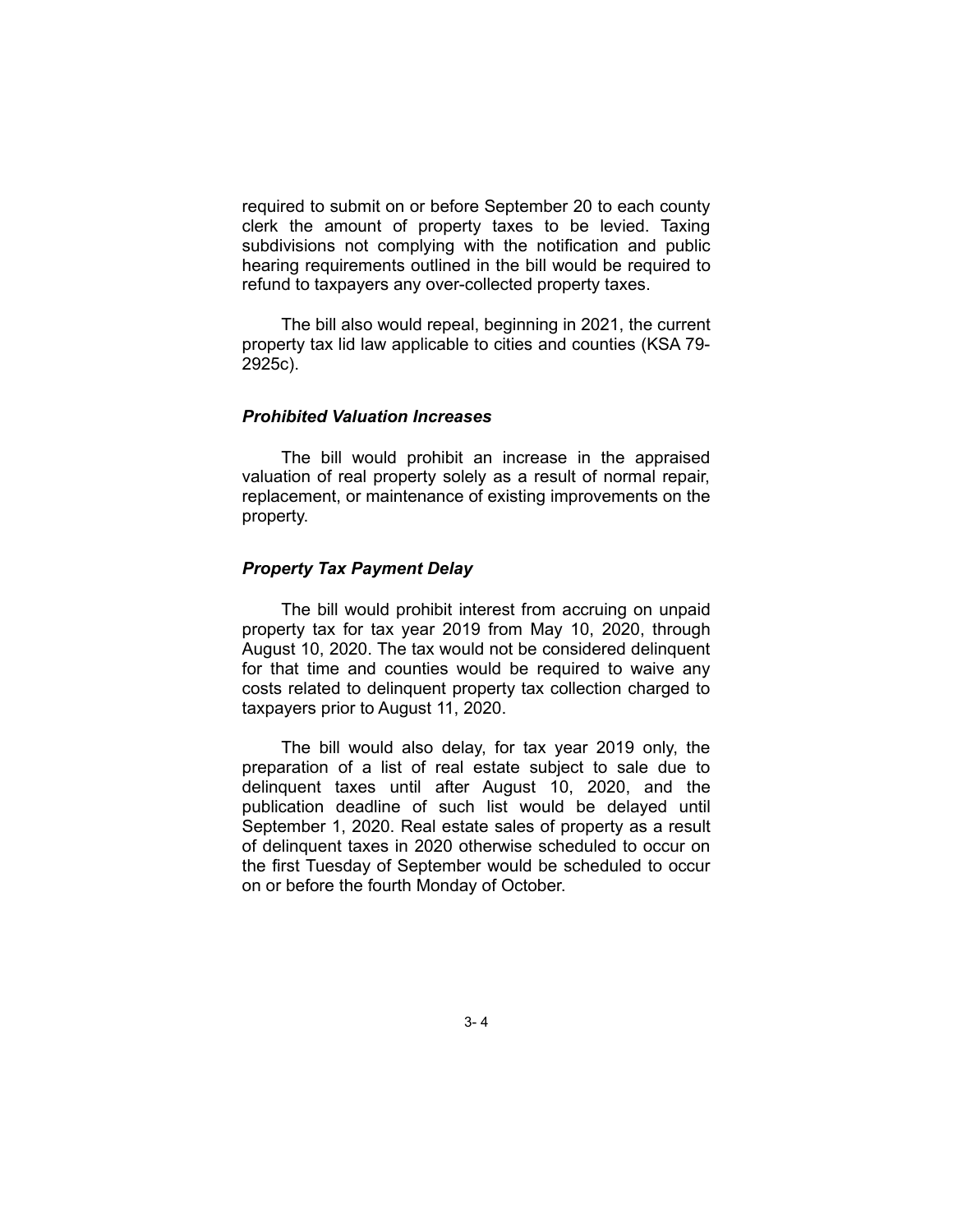required to submit on or before September 20 to each county clerk the amount of property taxes to be levied. Taxing subdivisions not complying with the notification and public hearing requirements outlined in the bill would be required to refund to taxpayers any over-collected property taxes.

The bill also would repeal, beginning in 2021, the current property tax lid law applicable to cities and counties (KSA 79-2925c).

### *Prohibited Valuation Increases*

The bill would prohibit an increase in the appraised valuation of real property solely as a result of normal repair, replacement, or maintenance of existing improvements on the property.

### *Property Tax Payment Delay*

The bill would prohibit interest from accruing on unpaid property tax for tax year 2019 from May 10, 2020, through August 10, 2020. The tax would not be considered delinquent for that time and counties would be required to waive any costs related to delinquent property tax collection charged to taxpayers prior to August 11, 2020.

The bill would also delay, for tax year 2019 only, the preparation of a list of real estate subject to sale due to delinquent taxes until after August 10, 2020, and the publication deadline of such list would be delayed until September 1, 2020. Real estate sales of property as a result of delinquent taxes in 2020 otherwise scheduled to occur on the first Tuesday of September would be scheduled to occur on or before the fourth Monday of October.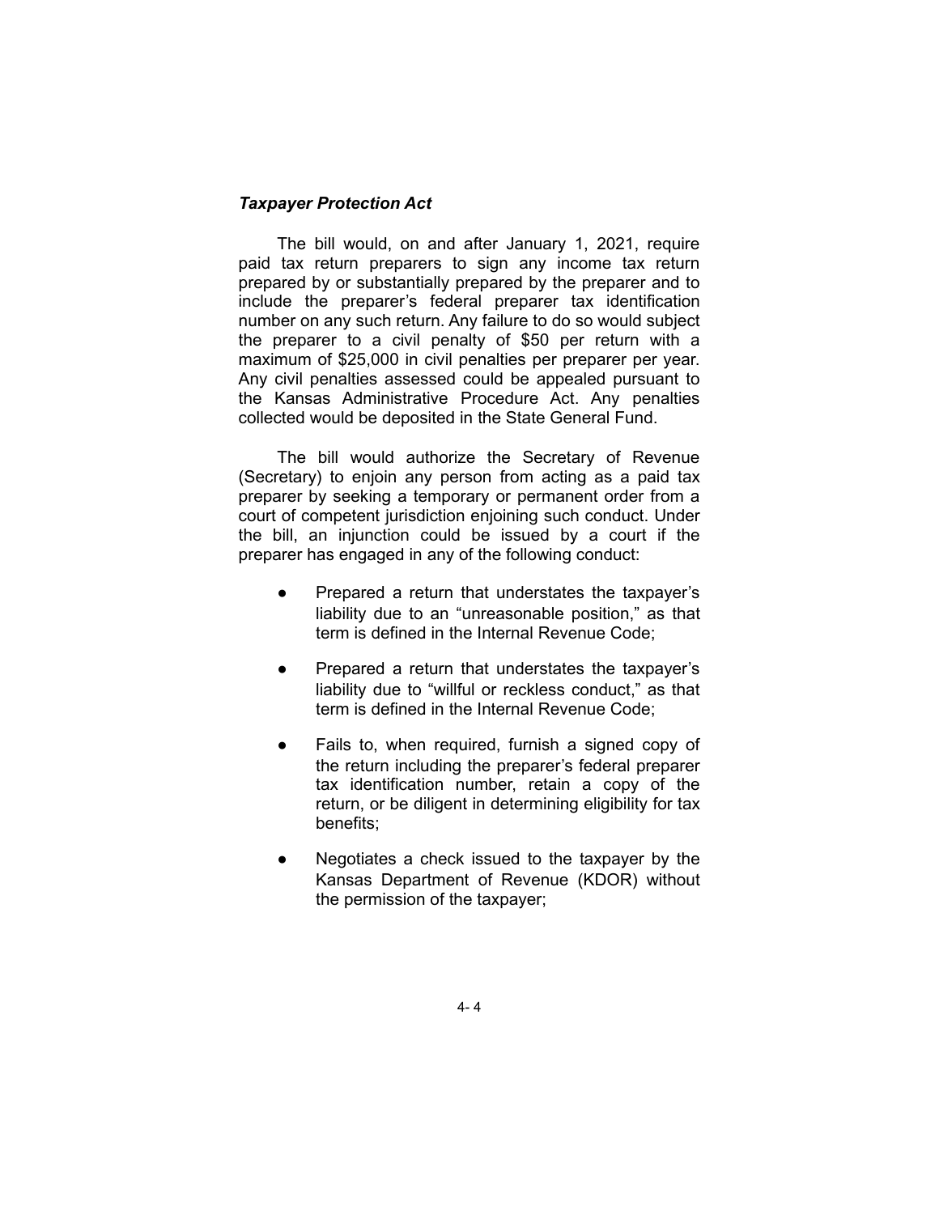***Taxpayer Protection Act***

The bill would, on and after January 1, 2021, require paid tax return preparers to sign any income tax return prepared by or substantially prepared by the preparer and to include the preparer's federal preparer tax identification number on any such return. Any failure to do so would subject the preparer to a civil penalty of $50 per return with a maximum of $25,000 in civil penalties per preparer per year. Any civil penalties assessed could be appealed pursuant to the Kansas Administrative Procedure Act. Any penalties collected would be deposited in the State General Fund.

The bill would authorize the Secretary of Revenue (Secretary) to enjoin any person from acting as a paid tax preparer by seeking a temporary or permanent order from a court of competent jurisdiction enjoining such conduct. Under the bill, an injunction could be issued by a court if the preparer has engaged in any of the following conduct:

- Prepared a return that understates the taxpayer's liability due to an "unreasonable position," as that term is defined in the Internal Revenue Code;
- Prepared a return that understates the taxpayer's liability due to "willful or reckless conduct," as that term is defined in the Internal Revenue Code;
- Fails to, when required, furnish a signed copy of the return including the preparer's federal preparer tax identification number, retain a copy of the return, or be diligent in determining eligibility for tax benefits;
- Negotiates a check issued to the taxpayer by the Kansas Department of Revenue (KDOR) without the permission of the taxpayer;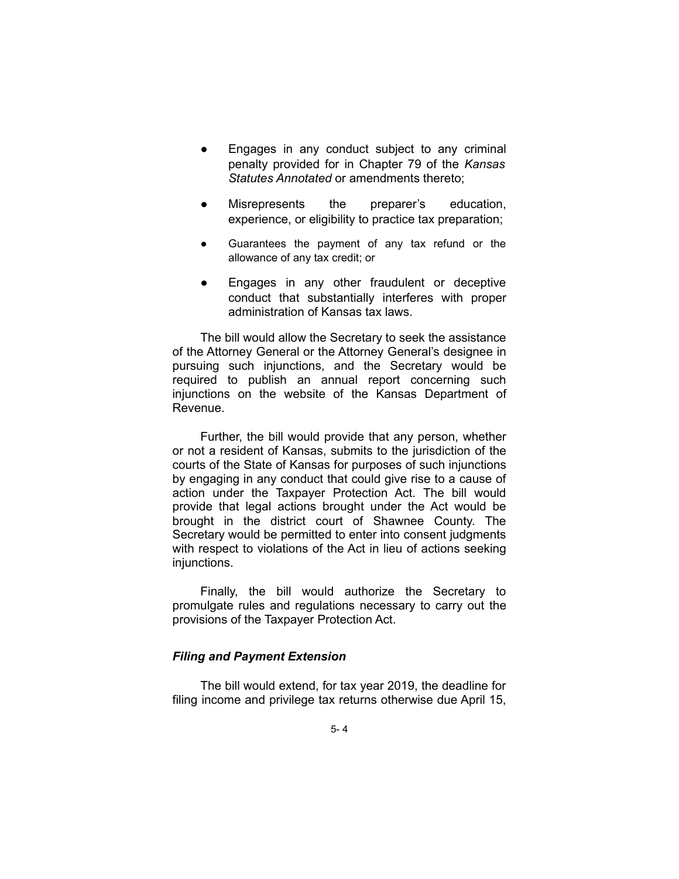- Engages in any conduct subject to any criminal penalty provided for in Chapter 79 of the *Kansas Statutes Annotated* or amendments thereto;
- Misrepresents the preparer's education, experience, or eligibility to practice tax preparation;
- Guarantees the payment of any tax refund or the allowance of any tax credit; or
- Engages in any other fraudulent or deceptive conduct that substantially interferes with proper administration of Kansas tax laws.

The bill would allow the Secretary to seek the assistance of the Attorney General or the Attorney General's designee in pursuing such injunctions, and the Secretary would be required to publish an annual report concerning such injunctions on the website of the Kansas Department of Revenue.

Further, the bill would provide that any person, whether or not a resident of Kansas, submits to the jurisdiction of the courts of the State of Kansas for purposes of such injunctions by engaging in any conduct that could give rise to a cause of action under the Taxpayer Protection Act. The bill would provide that legal actions brought under the Act would be brought in the district court of Shawnee County. The Secretary would be permitted to enter into consent judgments with respect to violations of the Act in lieu of actions seeking injunctions.

Finally, the bill would authorize the Secretary to promulgate rules and regulations necessary to carry out the provisions of the Taxpayer Protection Act.

### *Filing and Payment Extension*

The bill would extend, for tax year 2019, the deadline for filing income and privilege tax returns otherwise due April 15,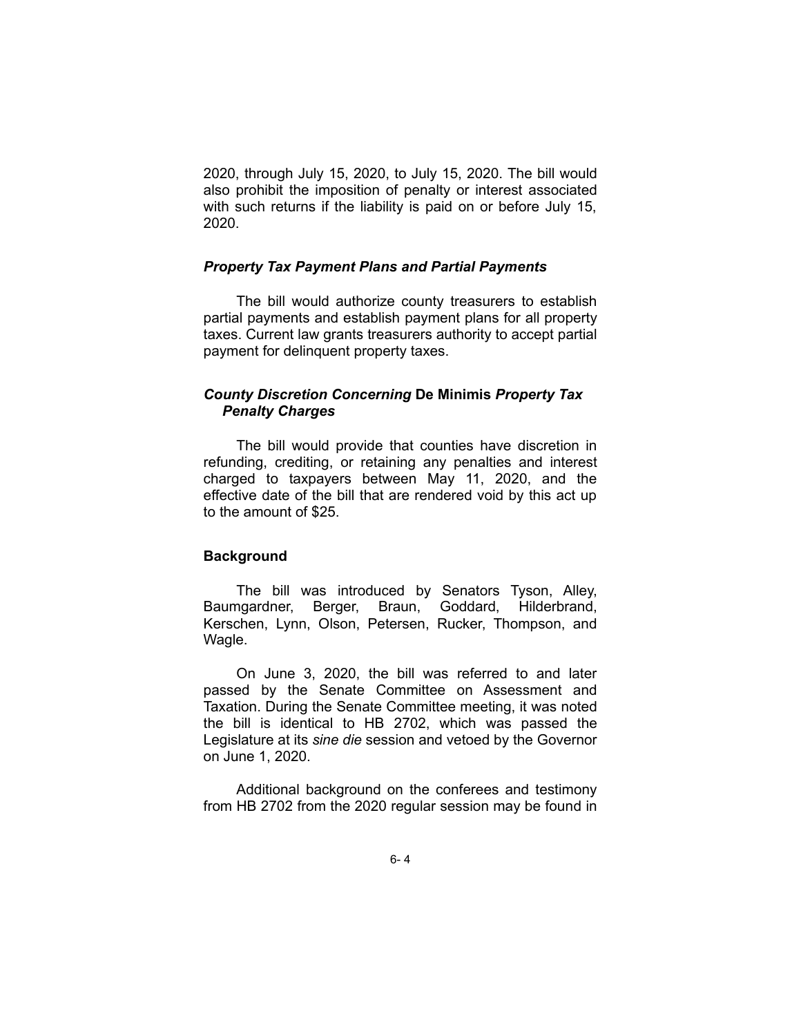2020, through July 15, 2020, to July 15, 2020. The bill would also prohibit the imposition of penalty or interest associated with such returns if the liability is paid on or before July 15, 2020.

### *Property Tax Payment Plans and Partial Payments*

The bill would authorize county treasurers to establish partial payments and establish payment plans for all property taxes. Current law grants treasurers authority to accept partial payment for delinquent property taxes.

### *County Discretion Concerning* De Minimis *Property Tax Penalty Charges*

The bill would provide that counties have discretion in refunding, crediting, or retaining any penalties and interest charged to taxpayers between May 11, 2020, and the effective date of the bill that are rendered void by this act up to the amount of $25.

### Background

The bill was introduced by Senators Tyson, Alley, Baumgardner, Berger, Braun, Goddard, Hilderbrand, Kerschen, Lynn, Olson, Petersen, Rucker, Thompson, and Wagle.

On June 3, 2020, the bill was referred to and later passed by the Senate Committee on Assessment and Taxation. During the Senate Committee meeting, it was noted the bill is identical to HB 2702, which was passed the Legislature at its *sine die* session and vetoed by the Governor on June 1, 2020.

Additional background on the conferees and testimony from HB 2702 from the 2020 regular session may be found in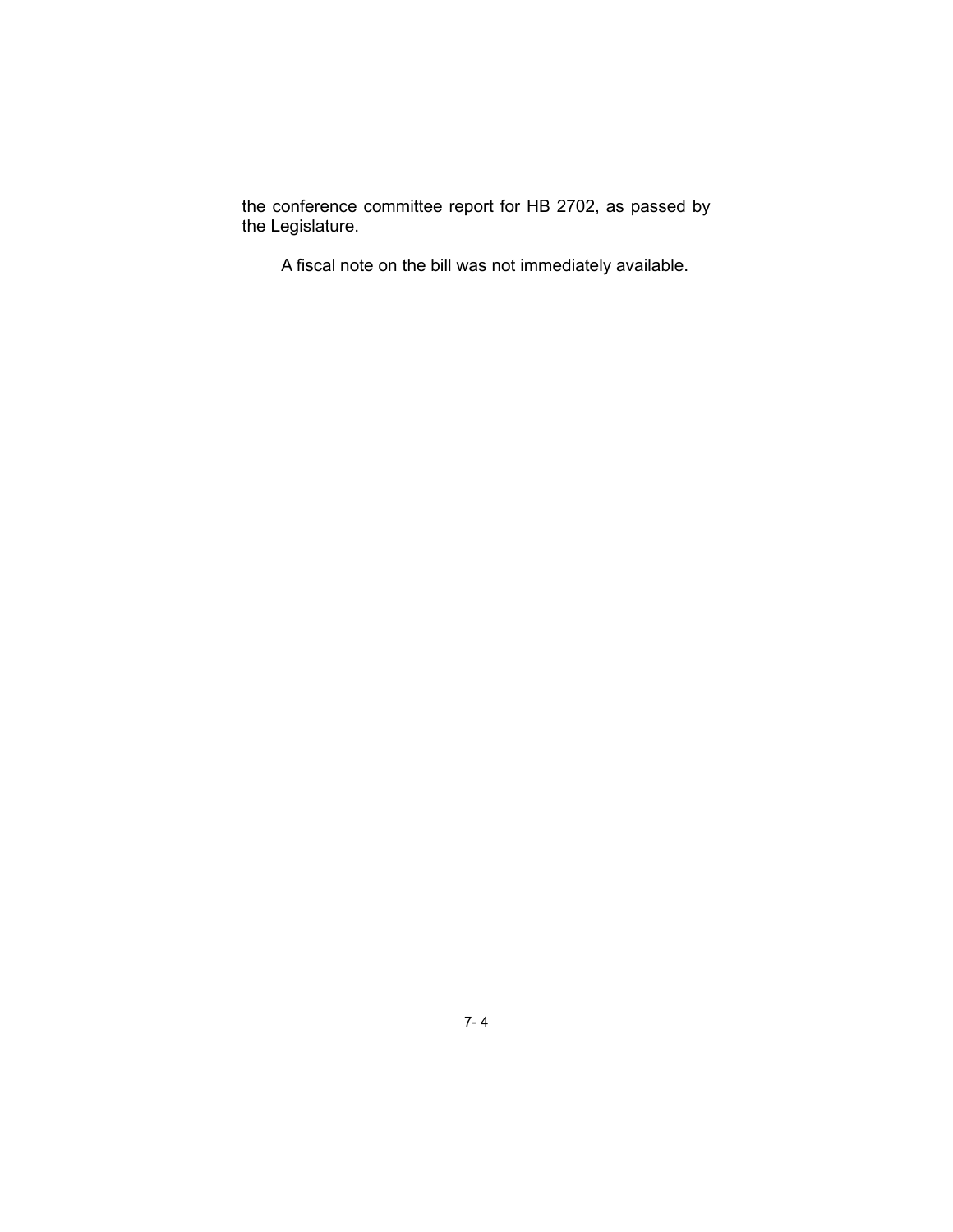the conference committee report for HB 2702, as passed by the Legislature.

A fiscal note on the bill was not immediately available.